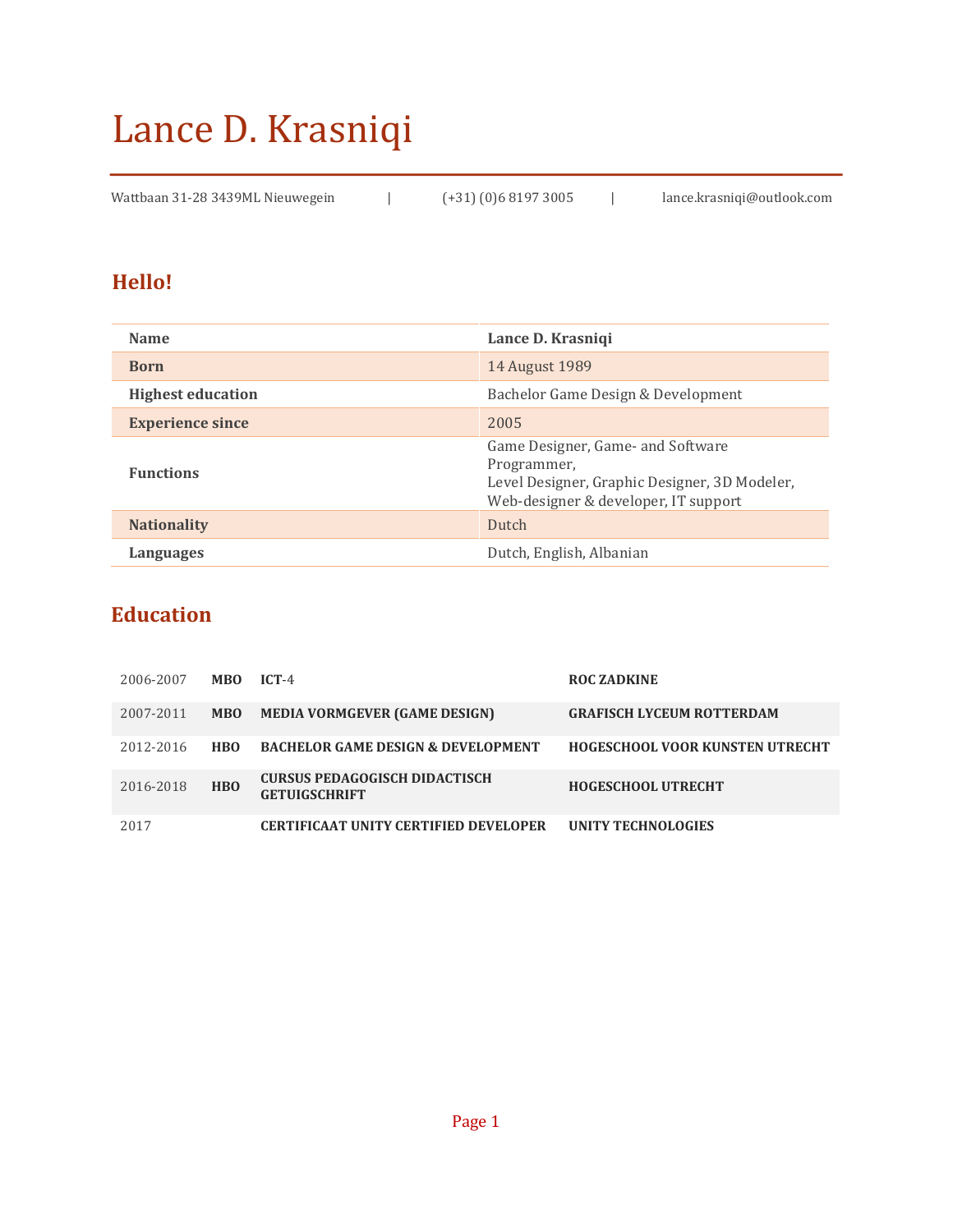# Lance D. Krasniqi

Wattbaan 31-28 3439ML Nieuwegein | (+31) (0)6 8197 3005 | lance.krasniqi@outlook.com

## Hello!

| **Name** | **Lance D. Krasniqi** |
|---|---|
| **Born** | 14 August 1989 |
| **Highest education** | Bachelor Game Design & Development |
| **Experience since** | 2005 |
| **Functions** | Game Designer, Game- and Software Programmer, Level Designer, Graphic Designer, 3D Modeler, Web-designer & developer, IT support |
| **Nationality** | Dutch |
| **Languages** | Dutch, English, Albanian |

## Education

| | | | |
|---|---|---|---|
| 2006-2007 | **MBO** | **ICT**-4 | **ROC ZADKINE** |
| 2007-2011 | **MBO** | **MEDIA VORMGEVER (GAME DESIGN)** | **GRAFISCH LYCEUM ROTTERDAM** |
| 2012-2016 | **HBO** | **BACHELOR GAME DESIGN & DEVELOPMENT** | **HOGESCHOOL VOOR KUNSTEN UTRECHT** |
| 2016-2018 | **HBO** | **CURSUS PEDAGOGISCH DIDACTISCH GETUIGSCHRIFT** | **HOGESCHOOL UTRECHT** |
| 2017 | | **CERTIFICAAT UNITY CERTIFIED DEVELOPER** | **UNITY TECHNOLOGIES** |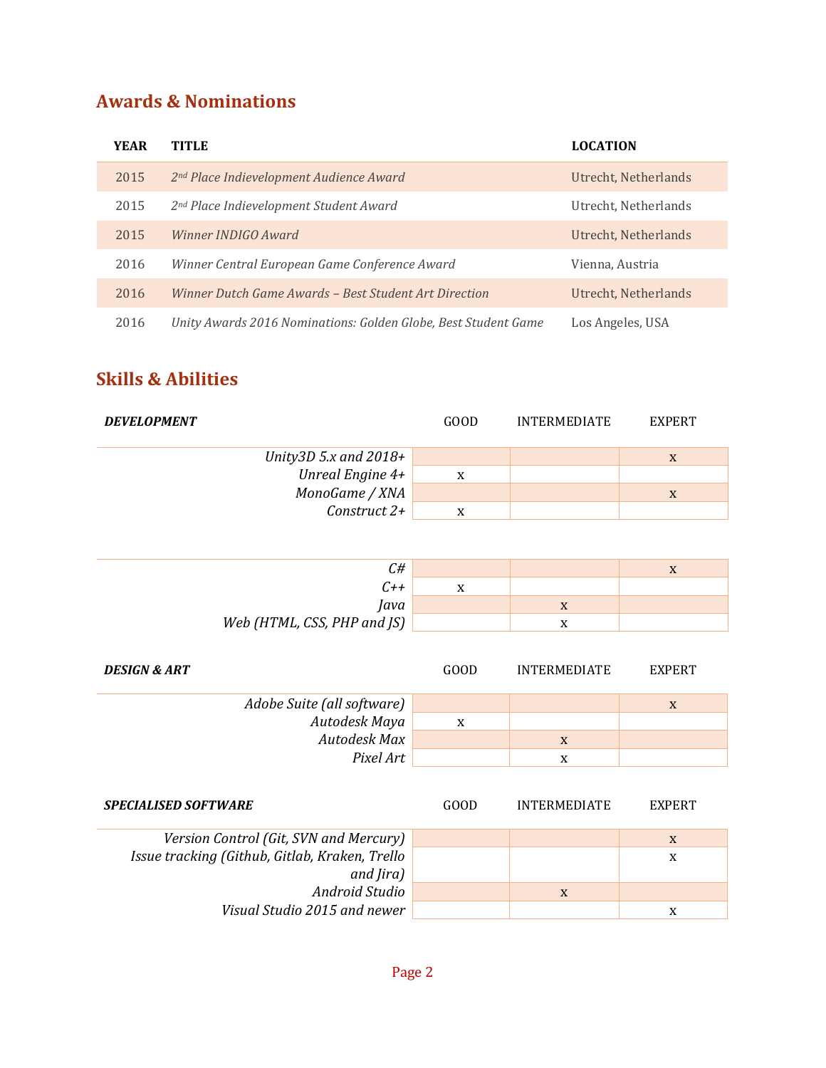## Awards & Nominations

| YEAR | TITLE | LOCATION |
|---|---|---|
| 2015 | *2nd Place Indievelopment Audience Award* | Utrecht, Netherlands |
| 2015 | *2nd Place Indievelopment Student Award* | Utrecht, Netherlands |
| 2015 | *Winner INDIGO Award* | Utrecht, Netherlands |
| 2016 | *Winner Central European Game Conference Award* | Vienna, Austria |
| 2016 | *Winner Dutch Game Awards – Best Student Art Direction* | Utrecht, Netherlands |
| 2016 | *Unity Awards 2016 Nominations: Golden Globe, Best Student Game* | Los Angeles, USA |

## Skills & Abilities

| ***DEVELOPMENT*** | GOOD | INTERMEDIATE | EXPERT |
|---|---|---|---|
| *Unity3D 5.x and 2018+* | | | x |
| *Unreal Engine 4+* | x | | |
| *MonoGame / XNA* | | | x |
| *Construct 2+* | x | | |
| *C#* | | | x |
| *C++* | x | | |
| *Java* | | x | |
| *Web (HTML, CSS, PHP and JS)* | | x | |

| ***DESIGN & ART*** | GOOD | INTERMEDIATE | EXPERT |
|---|---|---|---|
| *Adobe Suite (all software)* | | | x |
| *Autodesk Maya* | x | | |
| *Autodesk Max* | | x | |
| *Pixel Art* | | x | |

| ***SPECIALISED SOFTWARE*** | GOOD | INTERMEDIATE | EXPERT |
|---|---|---|---|
| *Version Control (Git, SVN and Mercury)* | | | x |
| *Issue tracking (Github, Gitlab, Kraken, Trello and Jira)* | | | x |
| *Android Studio* | | x | |
| *Visual Studio 2015 and newer* | | | x |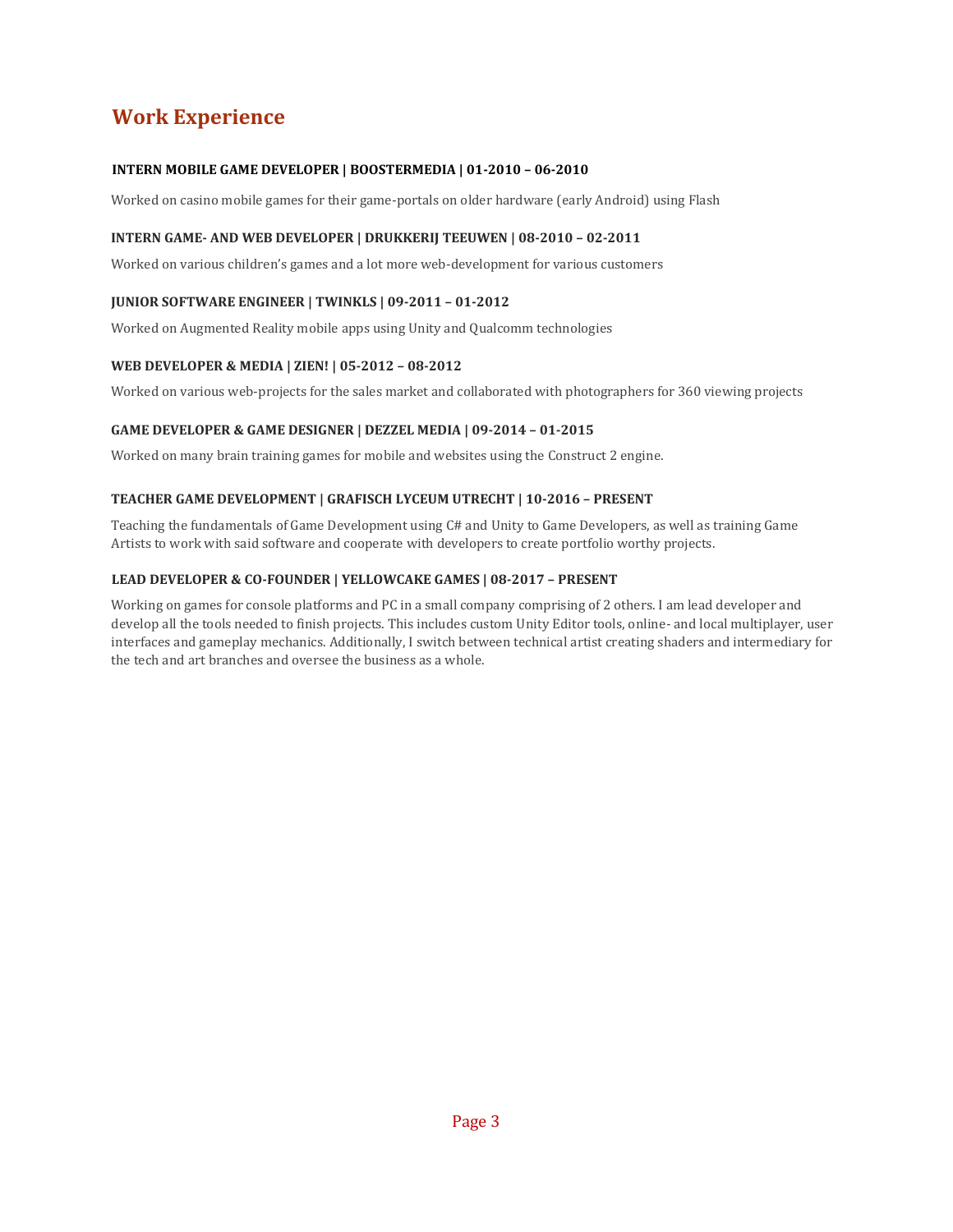## Work Experience

**INTERN MOBILE GAME DEVELOPER | BOOSTERMEDIA | 01-2010 – 06-2010**

Worked on casino mobile games for their game-portals on older hardware (early Android) using Flash

**INTERN GAME- AND WEB DEVELOPER | DRUKKERIJ TEEUWEN | 08-2010 – 02-2011**

Worked on various children's games and a lot more web-development for various customers

**JUNIOR SOFTWARE ENGINEER | TWINKLS | 09-2011 – 01-2012**

Worked on Augmented Reality mobile apps using Unity and Qualcomm technologies

**WEB DEVELOPER & MEDIA | ZIEN! | 05-2012 – 08-2012**

Worked on various web-projects for the sales market and collaborated with photographers for 360 viewing projects

**GAME DEVELOPER & GAME DESIGNER | DEZZEL MEDIA | 09-2014 – 01-2015**

Worked on many brain training games for mobile and websites using the Construct 2 engine.

**TEACHER GAME DEVELOPMENT | GRAFISCH LYCEUM UTRECHT | 10-2016 – PRESENT**

Teaching the fundamentals of Game Development using C# and Unity to Game Developers, as well as training Game Artists to work with said software and cooperate with developers to create portfolio worthy projects.

**LEAD DEVELOPER & CO-FOUNDER | YELLOWCAKE GAMES | 08-2017 – PRESENT**

Working on games for console platforms and PC in a small company comprising of 2 others. I am lead developer and develop all the tools needed to finish projects. This includes custom Unity Editor tools, online- and local multiplayer, user interfaces and gameplay mechanics. Additionally, I switch between technical artist creating shaders and intermediary for the tech and art branches and oversee the business as a whole.